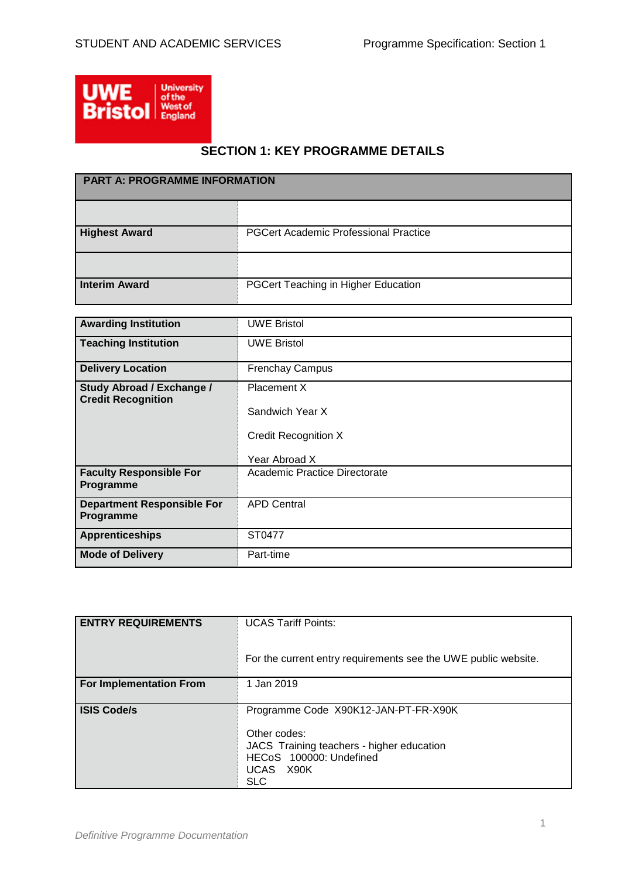## SECTION 1: KEY PROGRAMME DETAILS

| PART A: PROGRAMME INFORMATION | |
|---|---|
| | |
| **Highest Award** | PGCert Academic Professional Practice |
| | |
| **Interim Award** | PGCert Teaching in Higher Education |

| | |
|---|---|
| **Awarding Institution** | UWE Bristol |
| **Teaching Institution** | UWE Bristol |
| **Delivery Location** | Frenchay Campus |
| **Study Abroad / Exchange / Credit Recognition** | Placement X<br><br>Sandwich Year X<br><br>Credit Recognition X<br><br>Year Abroad X |
| **Faculty Responsible For Programme** | Academic Practice Directorate |
| **Department Responsible For Programme** | APD Central |
| **Apprenticeships** | ST0477 |
| **Mode of Delivery** | Part-time |

| | |
|---|---|
| **ENTRY REQUIREMENTS** | UCAS Tariff Points:<br><br>For the current entry requirements see the UWE public website. |
| **For Implementation From** | 1 Jan 2019 |
| **ISIS Code/s** | Programme Code X90K12-JAN-PT-FR-X90K<br><br>Other codes:<br>JACS Training teachers - higher education<br>HECoS 100000: Undefined<br>UCAS X90K<br>SLC |

*Definitive Programme Documentation*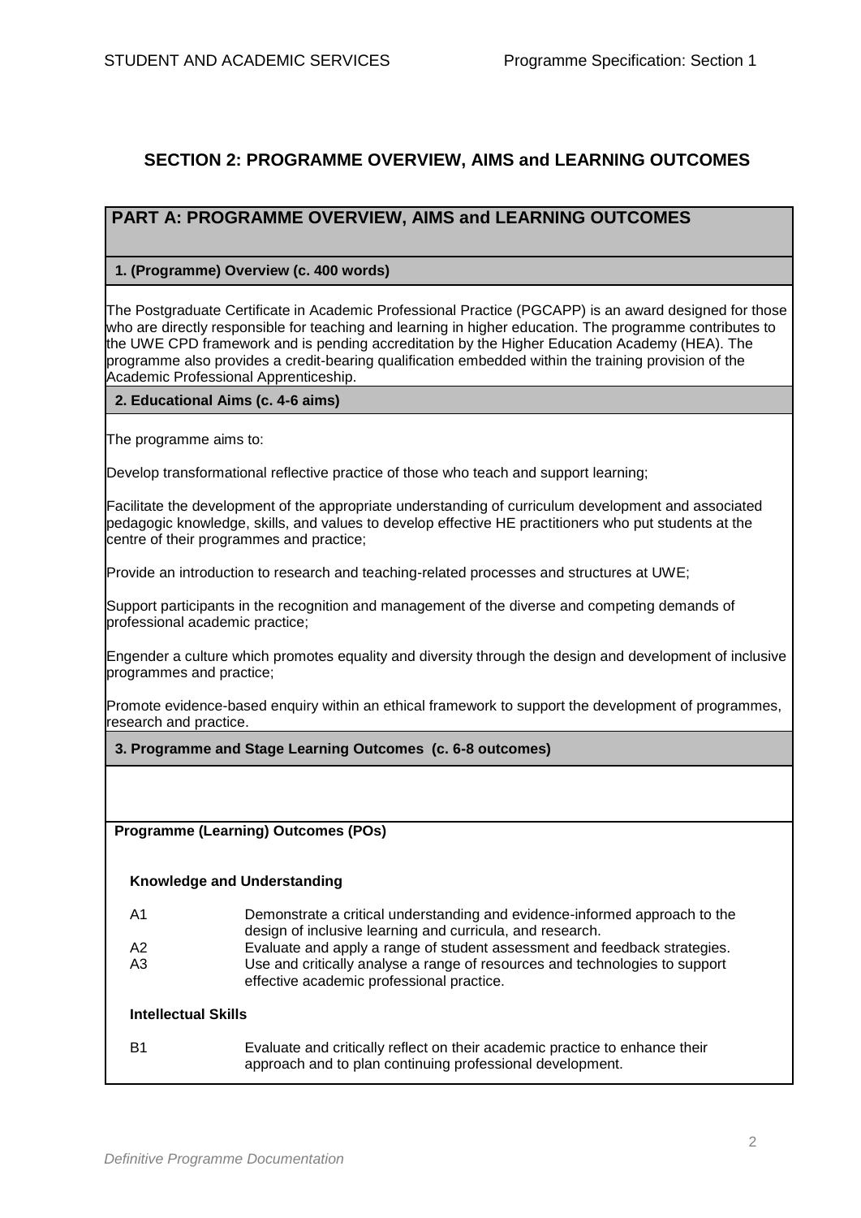## SECTION 2: PROGRAMME OVERVIEW, AIMS and LEARNING OUTCOMES

### PART A: PROGRAMME OVERVIEW, AIMS and LEARNING OUTCOMES

**1. (Programme) Overview (c. 400 words)**

The Postgraduate Certificate in Academic Professional Practice (PGCAPP) is an award designed for those who are directly responsible for teaching and learning in higher education. The programme contributes to the UWE CPD framework and is pending accreditation by the Higher Education Academy (HEA). The programme also provides a credit-bearing qualification embedded within the training provision of the Academic Professional Apprenticeship.

**2. Educational Aims (c. 4-6 aims)**

The programme aims to:

Develop transformational reflective practice of those who teach and support learning;

Facilitate the development of the appropriate understanding of curriculum development and associated pedagogic knowledge, skills, and values to develop effective HE practitioners who put students at the centre of their programmes and practice;

Provide an introduction to research and teaching-related processes and structures at UWE;

Support participants in the recognition and management of the diverse and competing demands of professional academic practice;

Engender a culture which promotes equality and diversity through the design and development of inclusive programmes and practice;

Promote evidence-based enquiry within an ethical framework to support the development of programmes, research and practice.

**3. Programme and Stage Learning Outcomes (c. 6-8 outcomes)**

**Programme (Learning) Outcomes (POs)**

**Knowledge and Understanding**

| | |
|---|---|
| A1 | Demonstrate a critical understanding and evidence-informed approach to the design of inclusive learning and curricula, and research. |
| A2 | Evaluate and apply a range of student assessment and feedback strategies. |
| A3 | Use and critically analyse a range of resources and technologies to support effective academic professional practice. |

**Intellectual Skills**

| | |
|---|---|
| B1 | Evaluate and critically reflect on their academic practice to enhance their approach and to plan continuing professional development. |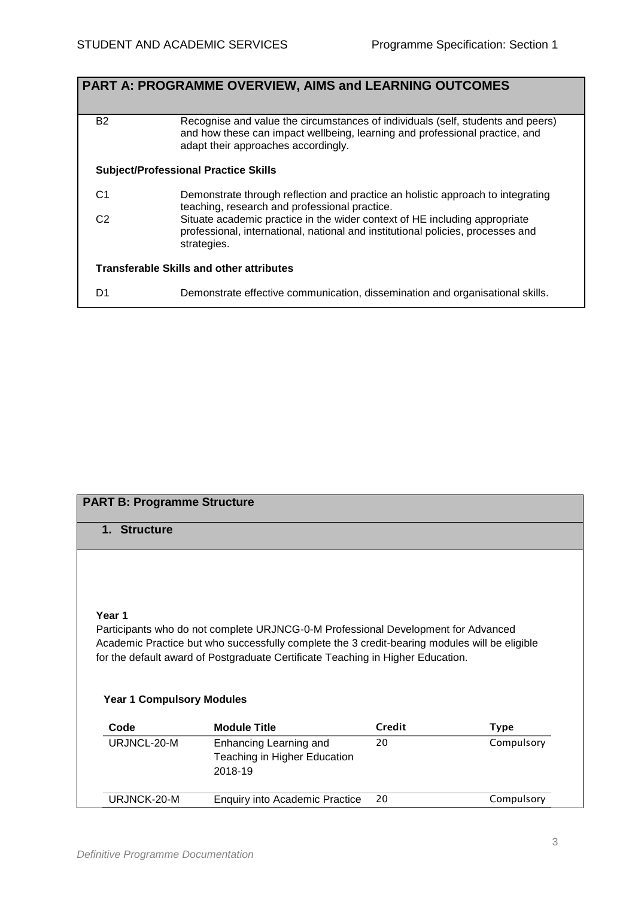## PART A: PROGRAMME OVERVIEW, AIMS and LEARNING OUTCOMES

| | |
|---|---|
| B2 | Recognise and value the circumstances of individuals (self, students and peers) and how these can impact wellbeing, learning and professional practice, and adapt their approaches accordingly. |

**Subject/Professional Practice Skills**

| | |
|---|---|
| C1 | Demonstrate through reflection and practice an holistic approach to integrating teaching, research and professional practice. |
| C2 | Situate academic practice in the wider context of HE including appropriate professional, international, national and institutional policies, processes and strategies. |

**Transferable Skills and other attributes**

| | |
|---|---|
| D1 | Demonstrate effective communication, dissemination and organisational skills. |

## PART B: Programme Structure

### 1. Structure

**Year 1**

Participants who do not complete URJNCG-0-M Professional Development for Advanced Academic Practice but who successfully complete the 3 credit-bearing modules will be eligible for the default award of Postgraduate Certificate Teaching in Higher Education.

**Year 1 Compulsory Modules**

| Code | Module Title | Credit | Type |
|---|---|---|---|
| URJNCL-20-M | Enhancing Learning and Teaching in Higher Education 2018-19 | 20 | Compulsory |
| URJNCK-20-M | Enquiry into Academic Practice | 20 | Compulsory |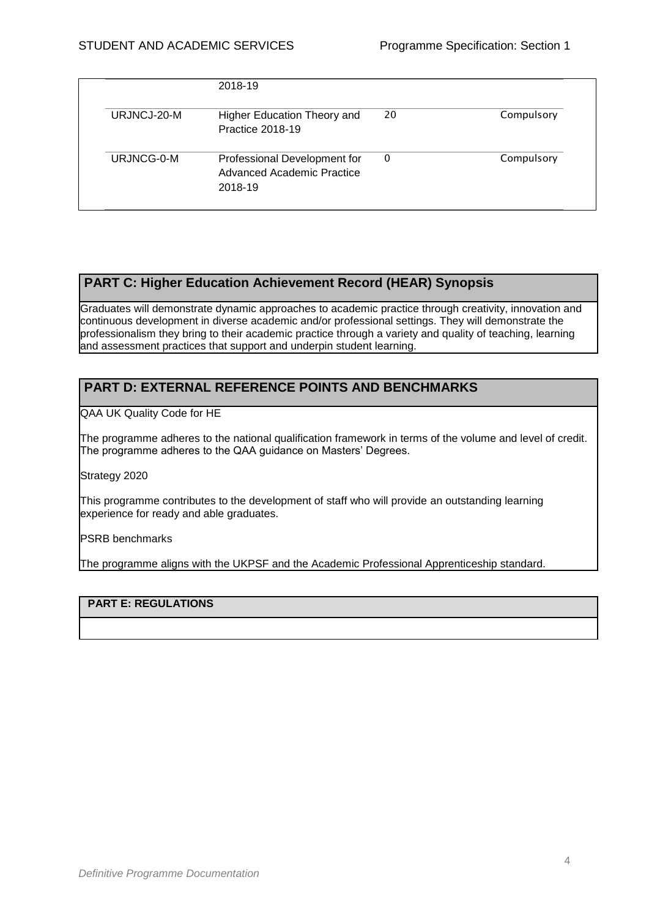| | | | |
|---|---|---|---|
| | 2018-19 | | |
| URJNCJ-20-M | Higher Education Theory and Practice 2018-19 | 20 | Compulsory |
| URJNCG-0-M | Professional Development for Advanced Academic Practice 2018-19 | 0 | Compulsory |

## PART C: Higher Education Achievement Record (HEAR) Synopsis

Graduates will demonstrate dynamic approaches to academic practice through creativity, innovation and continuous development in diverse academic and/or professional settings. They will demonstrate the professionalism they bring to their academic practice through a variety and quality of teaching, learning and assessment practices that support and underpin student learning.

## PART D: EXTERNAL REFERENCE POINTS AND BENCHMARKS

QAA UK Quality Code for HE

The programme adheres to the national qualification framework in terms of the volume and level of credit. The programme adheres to the QAA guidance on Masters' Degrees.

Strategy 2020

This programme contributes to the development of staff who will provide an outstanding learning experience for ready and able graduates.

PSRB benchmarks

The programme aligns with the UKPSF and the Academic Professional Apprenticeship standard.

## PART E: REGULATIONS